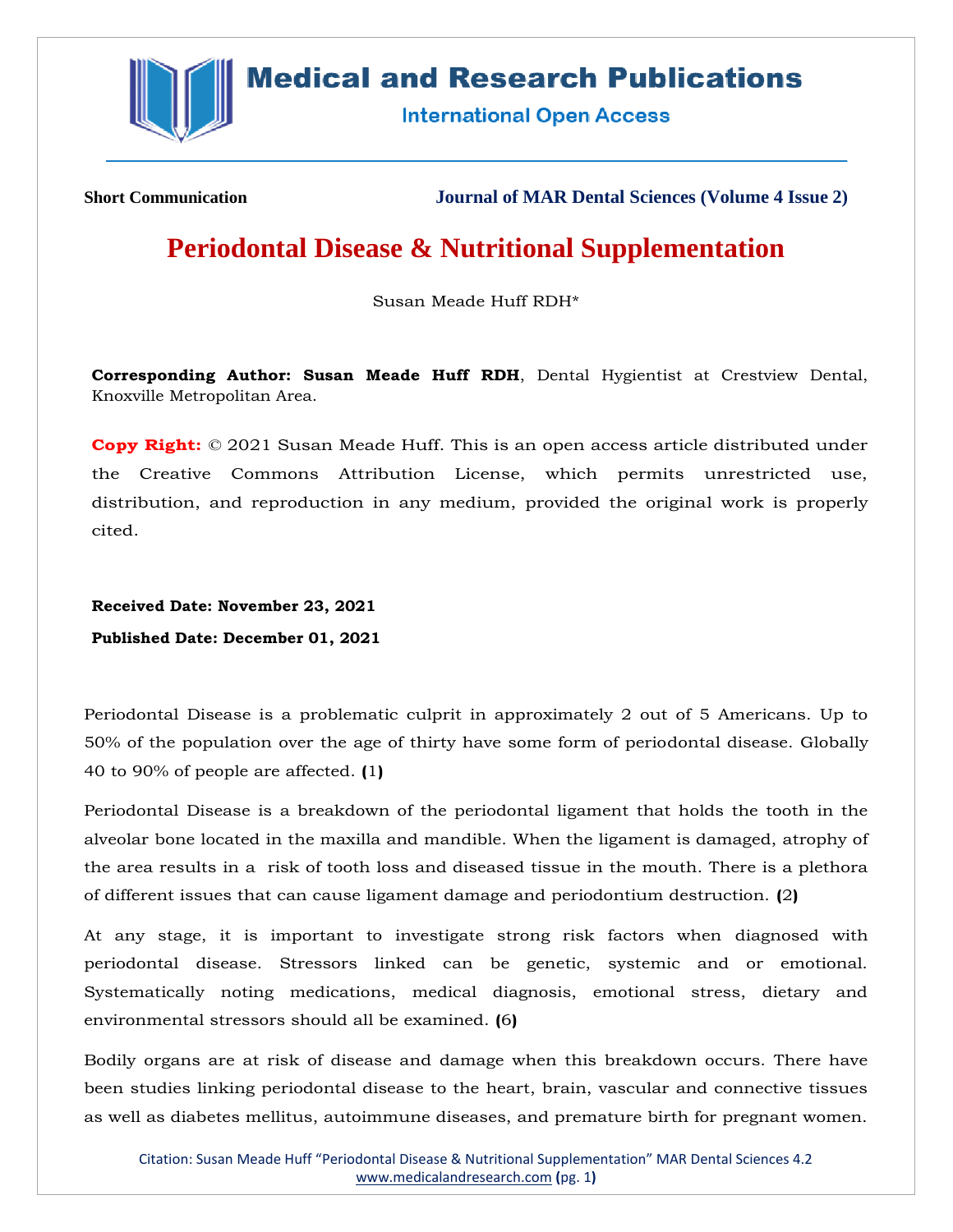Short Communication

Journal of MAR Dental Sciences (Volume 4 Issue 2)

# Periodontal Disease & Nutritional Supplementation

Susan Meade Huff RDH*

**Corresponding Author: Susan Meade Huff RDH**, Dental Hygientist at Crestview Dental, Knoxville Metropolitan Area.

**Copy Right:** © 2021 Susan Meade Huff. This is an open access article distributed under the Creative Commons Attribution License, which permits unrestricted use, distribution, and reproduction in any medium, provided the original work is properly cited.

**Received Date: November 23, 2021**

**Published Date: December 01, 2021**

Periodontal Disease is a problematic culprit in approximately 2 out of 5 Americans. Up to 50% of the population over the age of thirty have some form of periodontal disease. Globally 40 to 90% of people are affected. (1)

Periodontal Disease is a breakdown of the periodontal ligament that holds the tooth in the alveolar bone located in the maxilla and mandible. When the ligament is damaged, atrophy of the area results in a risk of tooth loss and diseased tissue in the mouth. There is a plethora of different issues that can cause ligament damage and periodontium destruction. (2)

At any stage, it is important to investigate strong risk factors when diagnosed with periodontal disease. Stressors linked can be genetic, systemic and or emotional. Systematically noting medications, medical diagnosis, emotional stress, dietary and environmental stressors should all be examined. (6)

Bodily organs are at risk of disease and damage when this breakdown occurs. There have been studies linking periodontal disease to the heart, brain, vascular and connective tissues as well as diabetes mellitus, autoimmune diseases, and premature birth for pregnant women.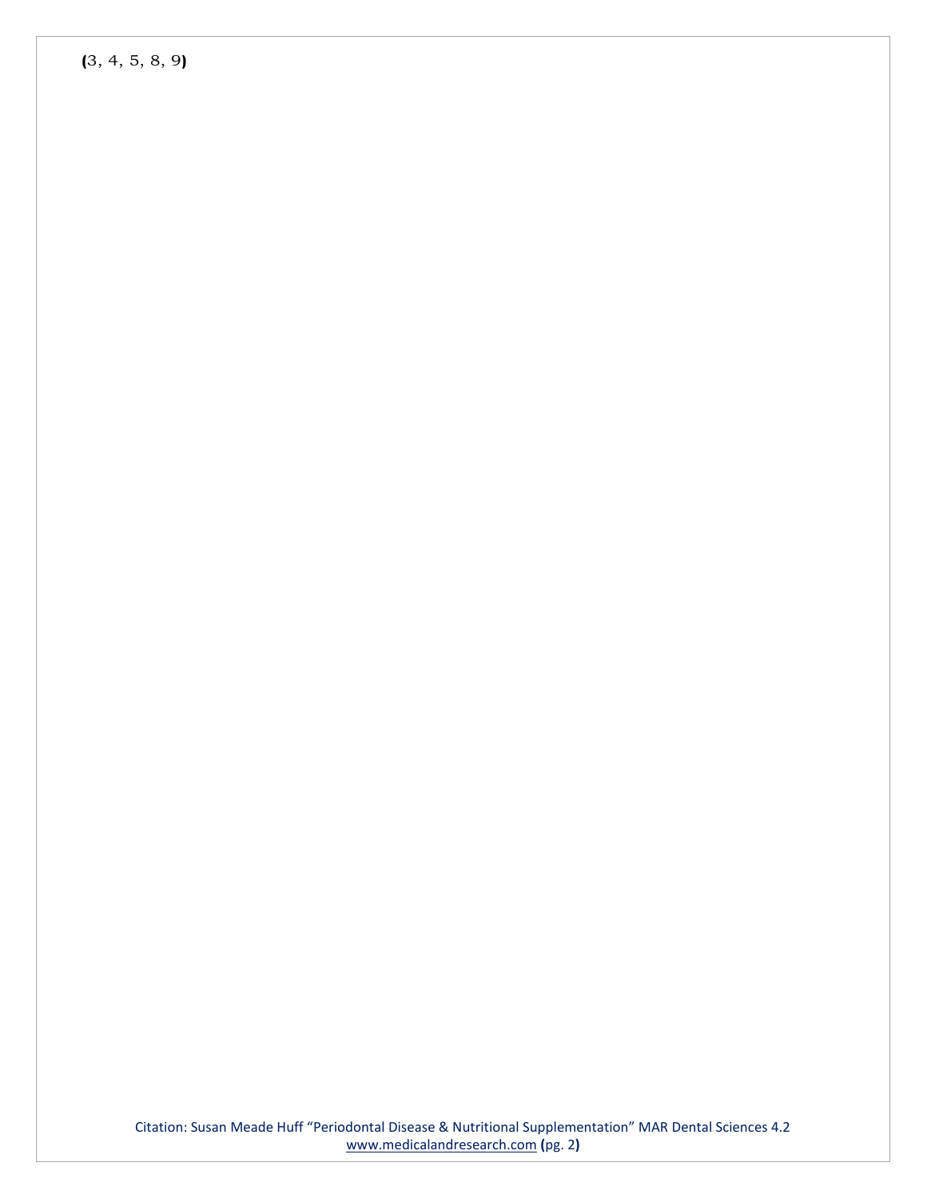(3, 4, 5, 8, 9)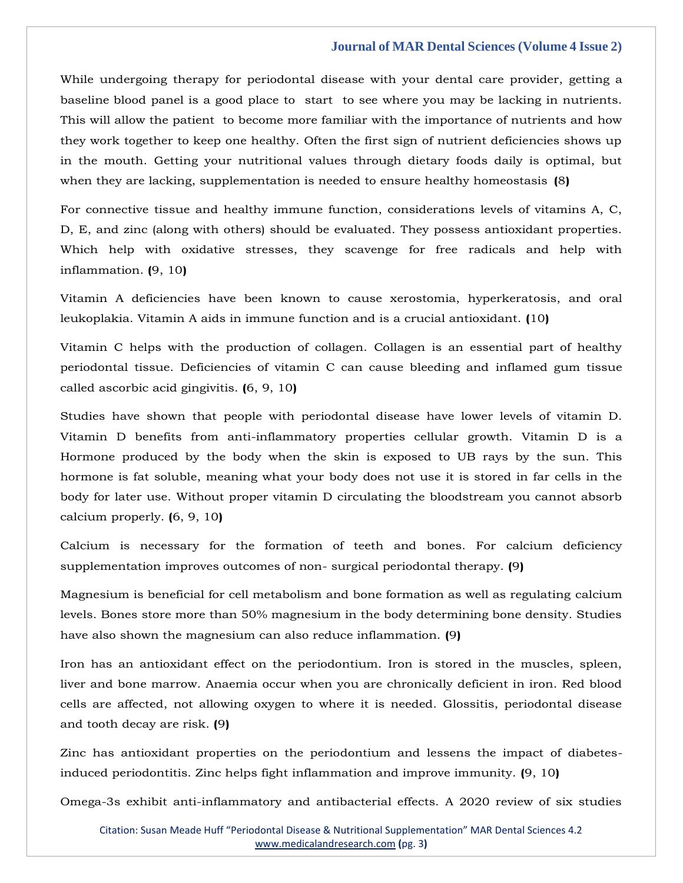While undergoing therapy for periodontal disease with your dental care provider, getting a baseline blood panel is a good place to start to see where you may be lacking in nutrients. This will allow the patient to become more familiar with the importance of nutrients and how they work together to keep one healthy. Often the first sign of nutrient deficiencies shows up in the mouth. Getting your nutritional values through dietary foods daily is optimal, but when they are lacking, supplementation is needed to ensure healthy homeostasis **(**8**)**

For connective tissue and healthy immune function, considerations levels of vitamins A, C, D, E, and zinc (along with others) should be evaluated. They possess antioxidant properties. Which help with oxidative stresses, they scavenge for free radicals and help with inflammation. **(**9, 10**)**

Vitamin A deficiencies have been known to cause xerostomia, hyperkeratosis, and oral leukoplakia. Vitamin A aids in immune function and is a crucial antioxidant. **(**10**)**

Vitamin C helps with the production of collagen. Collagen is an essential part of healthy periodontal tissue. Deficiencies of vitamin C can cause bleeding and inflamed gum tissue called ascorbic acid gingivitis. **(**6, 9, 10**)**

Studies have shown that people with periodontal disease have lower levels of vitamin D. Vitamin D benefits from anti-inflammatory properties cellular growth. Vitamin D is a Hormone produced by the body when the skin is exposed to UB rays by the sun. This hormone is fat soluble, meaning what your body does not use it is stored in far cells in the body for later use. Without proper vitamin D circulating the bloodstream you cannot absorb calcium properly. **(**6, 9, 10**)**

Calcium is necessary for the formation of teeth and bones. For calcium deficiency supplementation improves outcomes of non- surgical periodontal therapy. **(**9**)**

Magnesium is beneficial for cell metabolism and bone formation as well as regulating calcium levels. Bones store more than 50% magnesium in the body determining bone density. Studies have also shown the magnesium can also reduce inflammation. **(**9**)**

Iron has an antioxidant effect on the periodontium. Iron is stored in the muscles, spleen, liver and bone marrow. Anaemia occur when you are chronically deficient in iron. Red blood cells are affected, not allowing oxygen to where it is needed. Glossitis, periodontal disease and tooth decay are risk. **(**9**)**

Zinc has antioxidant properties on the periodontium and lessens the impact of diabetes-induced periodontitis. Zinc helps fight inflammation and improve immunity. **(**9, 10**)**

Omega-3s exhibit anti-inflammatory and antibacterial effects. A 2020 review of six studies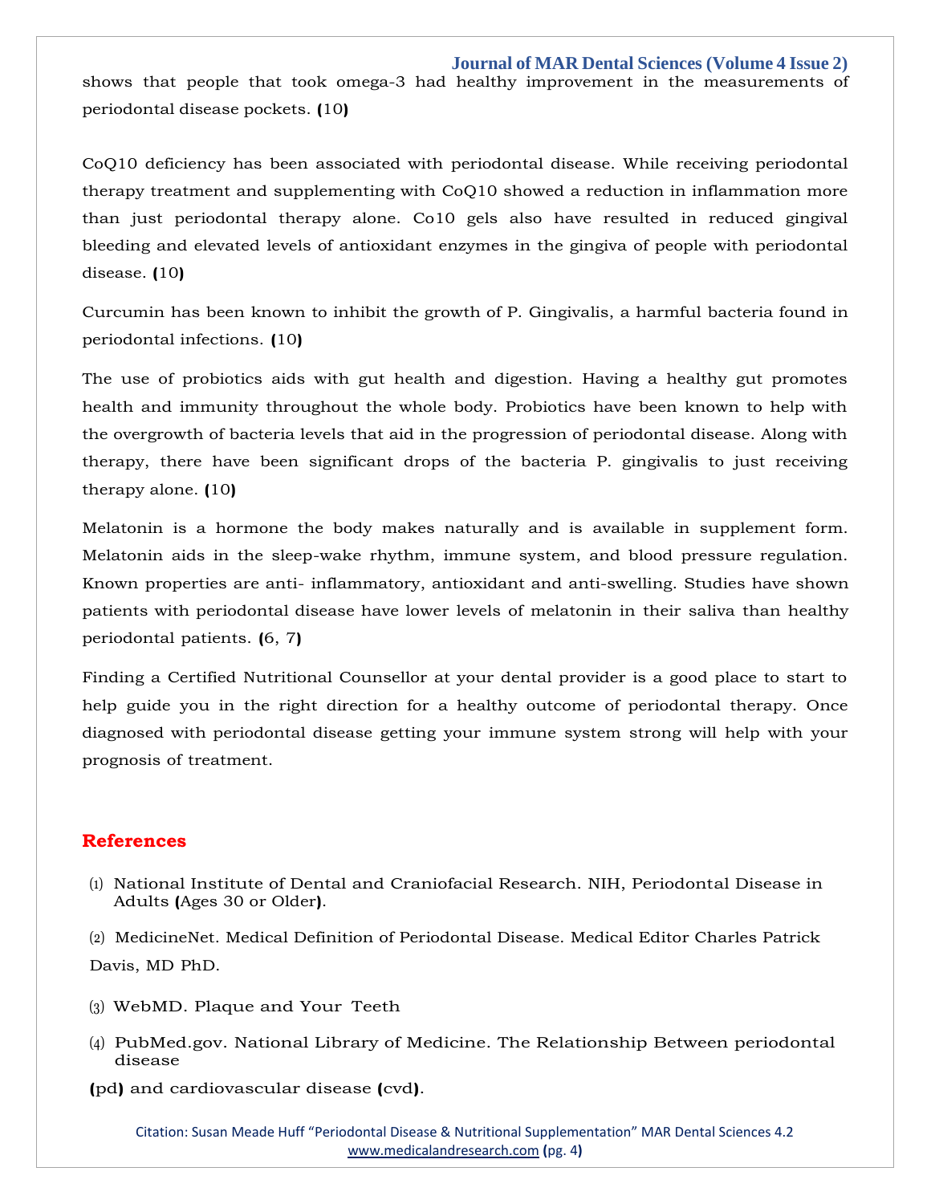shows that people that took omega-3 had healthy improvement in the measurements of periodontal disease pockets. (10)

CoQ10 deficiency has been associated with periodontal disease. While receiving periodontal therapy treatment and supplementing with CoQ10 showed a reduction in inflammation more than just periodontal therapy alone. Co10 gels also have resulted in reduced gingival bleeding and elevated levels of antioxidant enzymes in the gingiva of people with periodontal disease. (10)

Curcumin has been known to inhibit the growth of P. Gingivalis, a harmful bacteria found in periodontal infections. (10)

The use of probiotics aids with gut health and digestion. Having a healthy gut promotes health and immunity throughout the whole body. Probiotics have been known to help with the overgrowth of bacteria levels that aid in the progression of periodontal disease. Along with therapy, there have been significant drops of the bacteria P. gingivalis to just receiving therapy alone. (10)

Melatonin is a hormone the body makes naturally and is available in supplement form. Melatonin aids in the sleep-wake rhythm, immune system, and blood pressure regulation. Known properties are anti- inflammatory, antioxidant and anti-swelling. Studies have shown patients with periodontal disease have lower levels of melatonin in their saliva than healthy periodontal patients. (6, 7)

Finding a Certified Nutritional Counsellor at your dental provider is a good place to start to help guide you in the right direction for a healthy outcome of periodontal therapy. Once diagnosed with periodontal disease getting your immune system strong will help with your prognosis of treatment.

## References

(1) National Institute of Dental and Craniofacial Research. NIH, Periodontal Disease in Adults (Ages 30 or Older).

(2) MedicineNet. Medical Definition of Periodontal Disease. Medical Editor Charles Patrick Davis, MD PhD.

(3) WebMD. Plaque and Your Teeth

(4) PubMed.gov. National Library of Medicine. The Relationship Between periodontal disease (pd) and cardiovascular disease (cvd).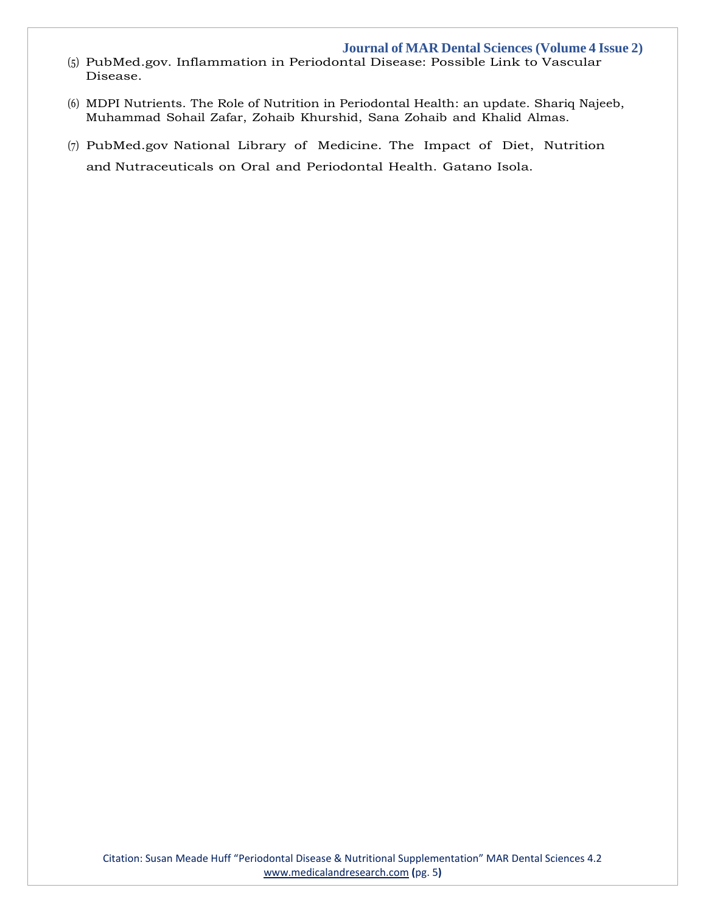(5) PubMed.gov. Inflammation in Periodontal Disease: Possible Link to Vascular Disease.

(6) MDPI Nutrients. The Role of Nutrition in Periodontal Health: an update. Shariq Najeeb, Muhammad Sohail Zafar, Zohaib Khurshid, Sana Zohaib and Khalid Almas.

(7) PubMed.gov National Library of Medicine. The Impact of Diet, Nutrition and Nutraceuticals on Oral and Periodontal Health. Gatano Isola.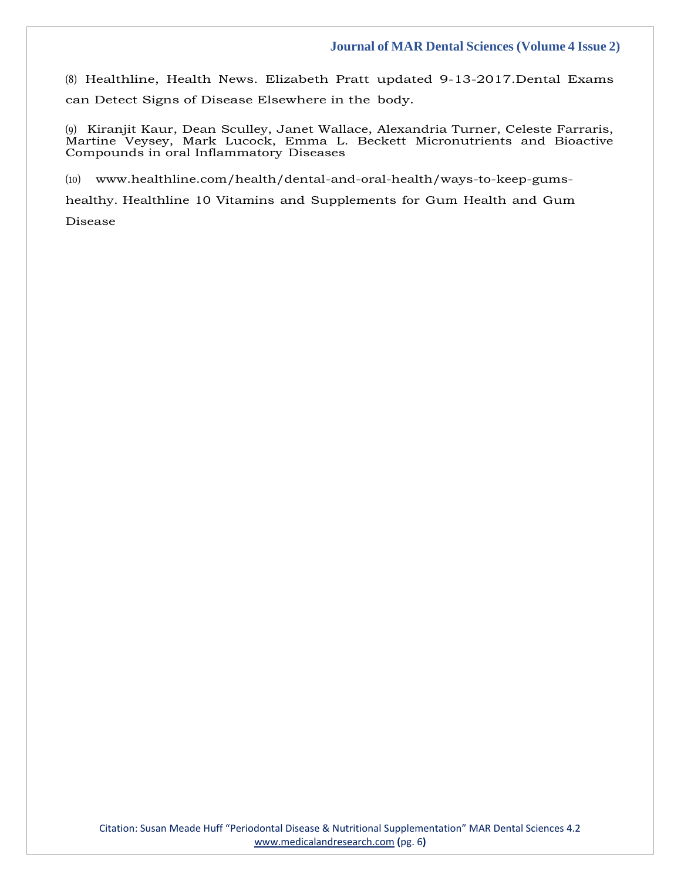(8) Healthline, Health News. Elizabeth Pratt updated 9-13-2017.Dental Exams can Detect Signs of Disease Elsewhere in the body.

(9) Kiranjit Kaur, Dean Sculley, Janet Wallace, Alexandria Turner, Celeste Farraris, Martine Veysey, Mark Lucock, Emma L. Beckett Micronutrients and Bioactive Compounds in oral Inflammatory Diseases

(10) www.healthline.com/health/dental-and-oral-health/ways-to-keep-gums-healthy. Healthline 10 Vitamins and Supplements for Gum Health and Gum Disease